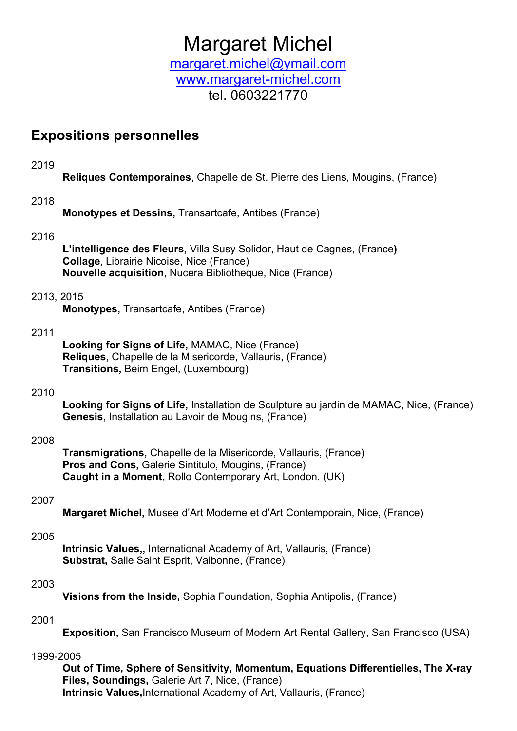# Margaret Michel

[margaret.michel@ymail.com](mailto:margaret.michel@ymail.com)
[www.margaret-michel.com](http://www.margaret-michel.com)
tel. 0603221770

## Expositions personnelles

2019

**Reliques Contemporaines**, Chapelle de St. Pierre des Liens, Mougins, (France)

2018

**Monotypes et Dessins,** Transartcafe, Antibes (France)

2016

**L'intelligence des Fleurs,** Villa Susy Solidor, Haut de Cagnes, (France**)**
**Collage**, Librairie Nicoise, Nice (France)
**Nouvelle acquisition**, Nucera Bibliotheque, Nice (France)

2013, 2015

**Monotypes,** Transartcafe, Antibes (France)

2011

**Looking for Signs of Life,** MAMAC, Nice (France)
**Reliques,** Chapelle de la Misericorde, Vallauris, (France)
**Transitions,** Beim Engel, (Luxembourg)

2010

**Looking for Signs of Life,** Installation de Sculpture au jardin de MAMAC, Nice, (France)
**Genesis**, Installation au Lavoir de Mougins, (France)

2008

**Transmigrations,** Chapelle de la Misericorde, Vallauris, (France)
**Pros and Cons,** Galerie Sintitulo, Mougins, (France)
**Caught in a Moment,** Rollo Contemporary Art, London, (UK)

2007

**Margaret Michel,** Musee d'Art Moderne et d'Art Contemporain, Nice, (France)

2005

**Intrinsic Values,,** International Academy of Art, Vallauris, (France)
**Substrat,** Salle Saint Esprit, Valbonne, (France)

2003

**Visions from the Inside,** Sophia Foundation, Sophia Antipolis, (France)

2001

**Exposition,** San Francisco Museum of Modern Art Rental Gallery, San Francisco (USA)

1999-2005

**Out of Time, Sphere of Sensitivity, Momentum, Equations Differentielles, The X-ray Files, Soundings,** Galerie Art 7, Nice, (France)
**Intrinsic Values,**International Academy of Art, Vallauris, (France)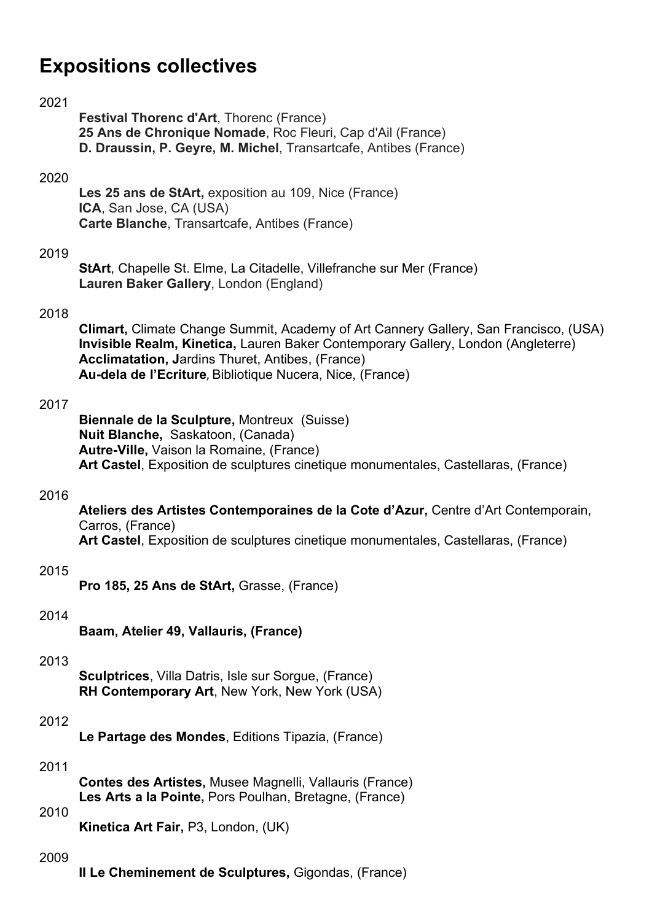# Expositions collectives

2021

**Festival Thorenc d'Art**, Thorenc (France)
**25 Ans de Chronique Nomade**, Roc Fleuri, Cap d'Ail (France)
**D. Draussin, P. Geyre, M. Michel**, Transartcafe, Antibes (France)

2020

**Les 25 ans de StArt,** exposition au 109, Nice (France)
**ICA**, San Jose, CA (USA)
**Carte Blanche**, Transartcafe, Antibes (France)

2019

**StArt**, Chapelle St. Elme, La Citadelle, Villefranche sur Mer (France)
**Lauren Baker Gallery**, London (England)

2018

**Climart,** Climate Change Summit, Academy of Art Cannery Gallery, San Francisco, (USA)
**Invisible Realm, Kinetica,** Lauren Baker Contemporary Gallery, London (Angleterre)
**Acclimatation, J**ardins Thuret, Antibes, (France)
**Au-dela de l'Ecriture***,* Bibliotique Nucera, Nice, (France)

2017

**Biennale de la Sculpture,** Montreux (Suisse)
**Nuit Blanche,** Saskatoon, (Canada)
**Autre-Ville,** Vaison la Romaine, (France)
**Art Castel**, Exposition de sculptures cinetique monumentales, Castellaras, (France)

2016

**Ateliers des Artistes Contemporaines de la Cote d'Azur,** Centre d'Art Contemporain, Carros, (France)
**Art Castel**, Exposition de sculptures cinetique monumentales, Castellaras, (France)

2015

**Pro 185, 25 Ans de StArt,** Grasse, (France)

2014

**Baam, Atelier 49, Vallauris, (France)**

2013

**Sculptrices**, Villa Datris, Isle sur Sorgue, (France)
**RH Contemporary Art**, New York, New York (USA)

2012

**Le Partage des Mondes**, Editions Tipazia, (France)

2011

**Contes des Artistes,** Musee Magnelli, Vallauris (France)
**Les Arts a la Pointe,** Pors Poulhan, Bretagne, (France)

2010

**Kinetica Art Fair,** P3, London, (UK)

2009

**Il Le Cheminement de Sculptures,** Gigondas, (France)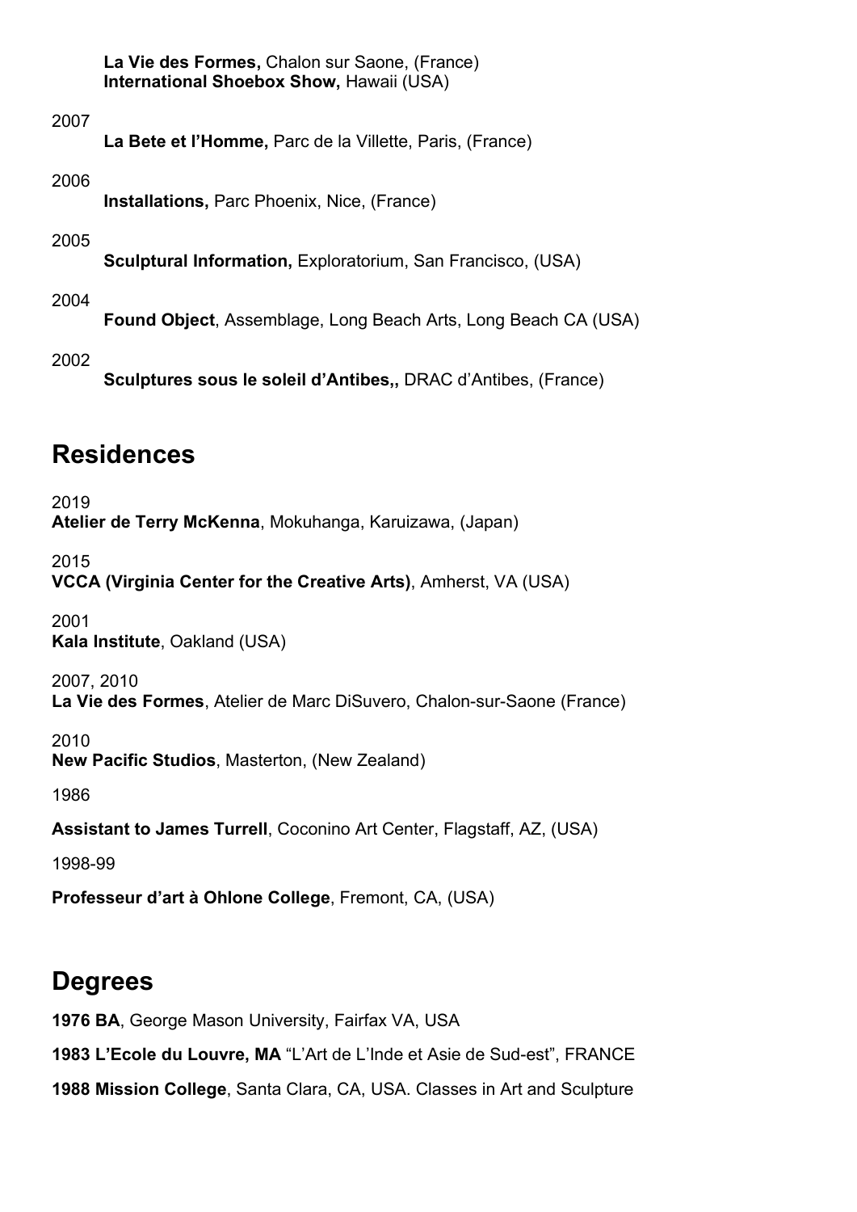**La Vie des Formes,** Chalon sur Saone, (France)
**International Shoebox Show,** Hawaii (USA)

2007
**La Bete et l'Homme,** Parc de la Villette, Paris, (France)

2006
**Installations,** Parc Phoenix, Nice, (France)

2005
**Sculptural Information,** Exploratorium, San Francisco, (USA)

2004
**Found Object**, Assemblage, Long Beach Arts, Long Beach CA (USA)

2002
**Sculptures sous le soleil d'Antibes,,** DRAC d'Antibes, (France)

## Residences

2019
**Atelier de Terry McKenna**, Mokuhanga, Karuizawa, (Japan)

2015
**VCCA (Virginia Center for the Creative Arts)**, Amherst, VA (USA)

2001
**Kala Institute**, Oakland (USA)

2007, 2010
**La Vie des Formes**, Atelier de Marc DiSuvero, Chalon-sur-Saone (France)

2010
**New Pacific Studios**, Masterton, (New Zealand)

1986

**Assistant to James Turrell**, Coconino Art Center, Flagstaff, AZ, (USA)

1998-99

**Professeur d'art à Ohlone College**, Fremont, CA, (USA)

## Degrees

**1976 BA**, George Mason University, Fairfax VA, USA

**1983 L'Ecole du Louvre, MA** "L'Art de L'Inde et Asie de Sud-est", FRANCE

**1988 Mission College**, Santa Clara, CA, USA. Classes in Art and Sculpture